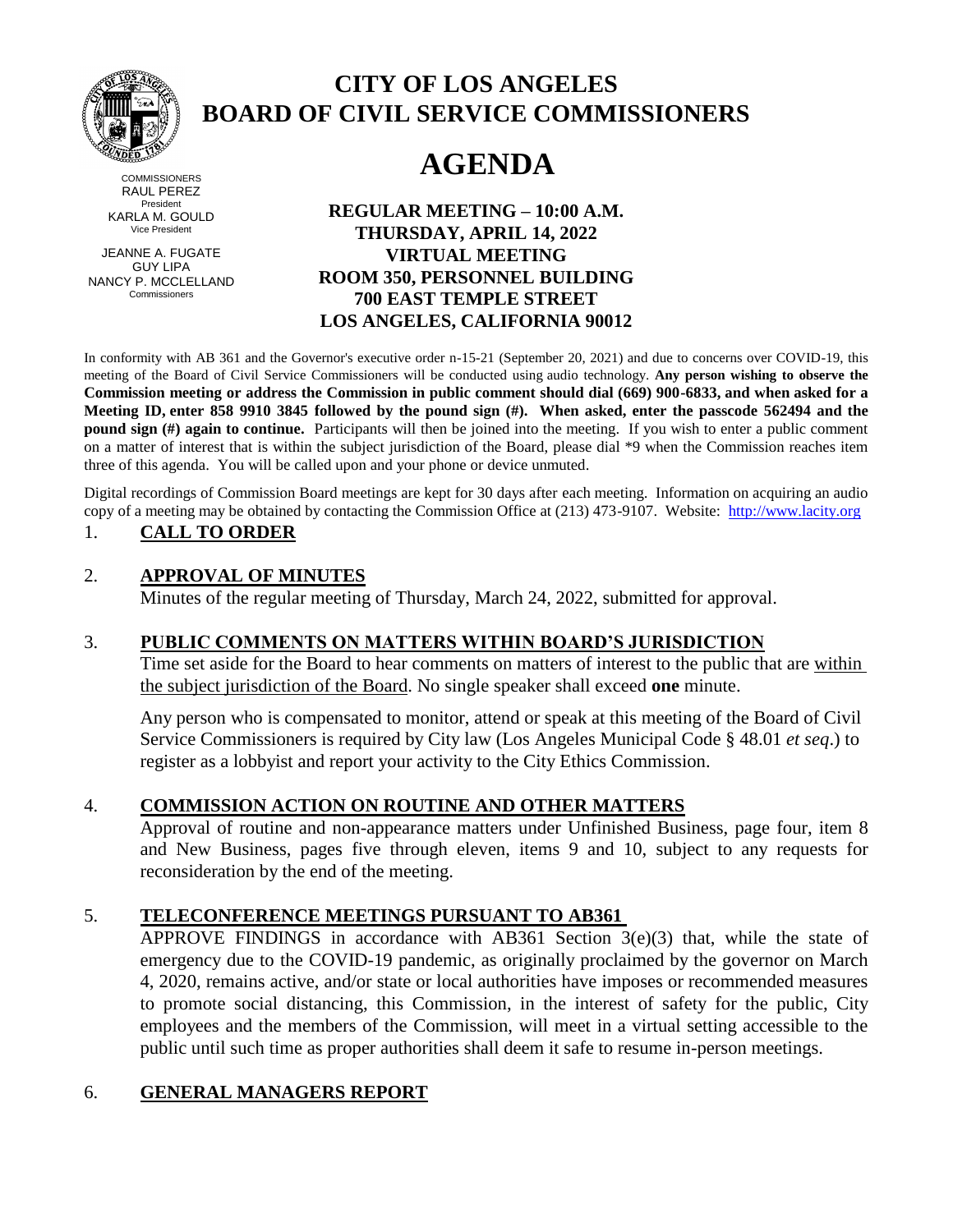# CITY OF LOS ANGELES
# BOARD OF CIVIL SERVICE COMMISSIONERS

COMMISSIONERS
RAUL PEREZ
President
KARLA M. GOULD
Vice President

JEANNE A. FUGATE
GUY LIPA
NANCY P. MCCLELLAND
Commissioners

# AGENDA

**REGULAR MEETING – 10:00 A.M.**
**THURSDAY, APRIL 14, 2022**
**VIRTUAL MEETING**
**ROOM 350, PERSONNEL BUILDING**
**700 EAST TEMPLE STREET**
**LOS ANGELES, CALIFORNIA 90012**

In conformity with AB 361 and the Governor's executive order n-15-21 (September 20, 2021) and due to concerns over COVID-19, this meeting of the Board of Civil Service Commissioners will be conducted using audio technology. **Any person wishing to observe the Commission meeting or address the Commission in public comment should dial (669) 900-6833, and when asked for a Meeting ID, enter 858 9910 3845 followed by the pound sign (#). When asked, enter the passcode 562494 and the pound sign (#) again to continue.** Participants will then be joined into the meeting. If you wish to enter a public comment on a matter of interest that is within the subject jurisdiction of the Board, please dial *9 when the Commission reaches item three of this agenda. You will be called upon and your phone or device unmuted.

Digital recordings of Commission Board meetings are kept for 30 days after each meeting. Information on acquiring an audio copy of a meeting may be obtained by contacting the Commission Office at (213) 473-9107. Website: http://www.lacity.org

1. **CALL TO ORDER**

2. **APPROVAL OF MINUTES**

   Minutes of the regular meeting of Thursday, March 24, 2022, submitted for approval.

3. **PUBLIC COMMENTS ON MATTERS WITHIN BOARD'S JURISDICTION**

   Time set aside for the Board to hear comments on matters of interest to the public that are within the subject jurisdiction of the Board. No single speaker shall exceed **one** minute.

   Any person who is compensated to monitor, attend or speak at this meeting of the Board of Civil Service Commissioners is required by City law (Los Angeles Municipal Code § 48.01 *et seq*.) to register as a lobbyist and report your activity to the City Ethics Commission.

4. **COMMISSION ACTION ON ROUTINE AND OTHER MATTERS**

   Approval of routine and non-appearance matters under Unfinished Business, page four, item 8 and New Business, pages five through eleven, items 9 and 10, subject to any requests for reconsideration by the end of the meeting.

5. **TELECONFERENCE MEETINGS PURSUANT TO AB361**

   APPROVE FINDINGS in accordance with AB361 Section 3(e)(3) that, while the state of emergency due to the COVID-19 pandemic, as originally proclaimed by the governor on March 4, 2020, remains active, and/or state or local authorities have imposes or recommended measures to promote social distancing, this Commission, in the interest of safety for the public, City employees and the members of the Commission, will meet in a virtual setting accessible to the public until such time as proper authorities shall deem it safe to resume in-person meetings.

6. **GENERAL MANAGERS REPORT**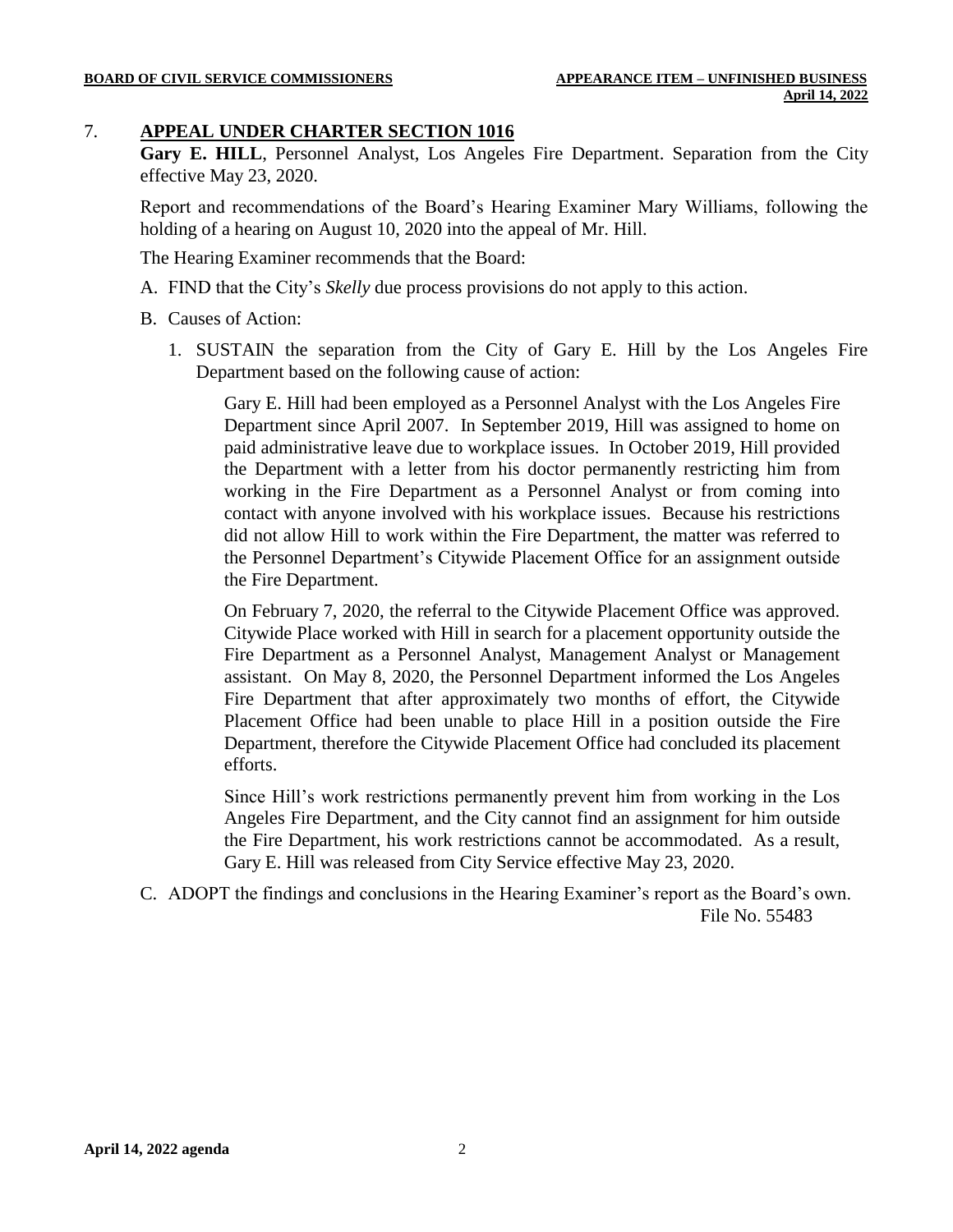## 7. APPEAL UNDER CHARTER SECTION 1016

**Gary E. HILL**, Personnel Analyst, Los Angeles Fire Department. Separation from the City effective May 23, 2020.

Report and recommendations of the Board's Hearing Examiner Mary Williams, following the holding of a hearing on August 10, 2020 into the appeal of Mr. Hill.

The Hearing Examiner recommends that the Board:

A. FIND that the City's *Skelly* due process provisions do not apply to this action.

B. Causes of Action:

1. SUSTAIN the separation from the City of Gary E. Hill by the Los Angeles Fire Department based on the following cause of action:

   Gary E. Hill had been employed as a Personnel Analyst with the Los Angeles Fire Department since April 2007. In September 2019, Hill was assigned to home on paid administrative leave due to workplace issues. In October 2019, Hill provided the Department with a letter from his doctor permanently restricting him from working in the Fire Department as a Personnel Analyst or from coming into contact with anyone involved with his workplace issues. Because his restrictions did not allow Hill to work within the Fire Department, the matter was referred to the Personnel Department's Citywide Placement Office for an assignment outside the Fire Department.

   On February 7, 2020, the referral to the Citywide Placement Office was approved. Citywide Place worked with Hill in search for a placement opportunity outside the Fire Department as a Personnel Analyst, Management Analyst or Management assistant. On May 8, 2020, the Personnel Department informed the Los Angeles Fire Department that after approximately two months of effort, the Citywide Placement Office had been unable to place Hill in a position outside the Fire Department, therefore the Citywide Placement Office had concluded its placement efforts.

   Since Hill's work restrictions permanently prevent him from working in the Los Angeles Fire Department, and the City cannot find an assignment for him outside the Fire Department, his work restrictions cannot be accommodated. As a result, Gary E. Hill was released from City Service effective May 23, 2020.

C. ADOPT the findings and conclusions in the Hearing Examiner's report as the Board's own.

File No. 55483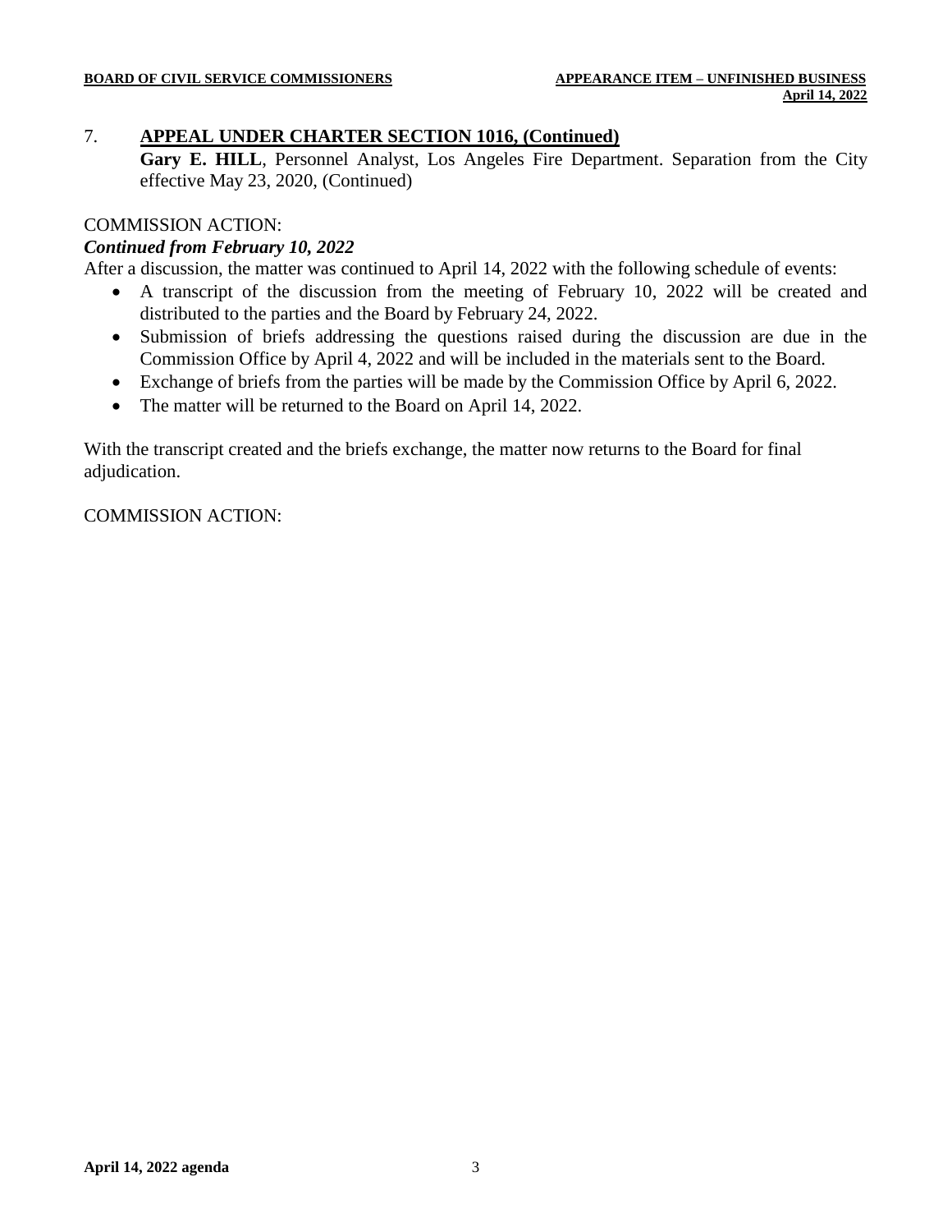7. **APPEAL UNDER CHARTER SECTION 1016, (Continued)**

**Gary E. HILL**, Personnel Analyst, Los Angeles Fire Department. Separation from the City effective May 23, 2020, (Continued)

COMMISSION ACTION:

***Continued from February 10, 2022***

After a discussion, the matter was continued to April 14, 2022 with the following schedule of events:

- A transcript of the discussion from the meeting of February 10, 2022 will be created and distributed to the parties and the Board by February 24, 2022.
- Submission of briefs addressing the questions raised during the discussion are due in the Commission Office by April 4, 2022 and will be included in the materials sent to the Board.
- Exchange of briefs from the parties will be made by the Commission Office by April 6, 2022.
- The matter will be returned to the Board on April 14, 2022.

With the transcript created and the briefs exchange, the matter now returns to the Board for final adjudication.

COMMISSION ACTION: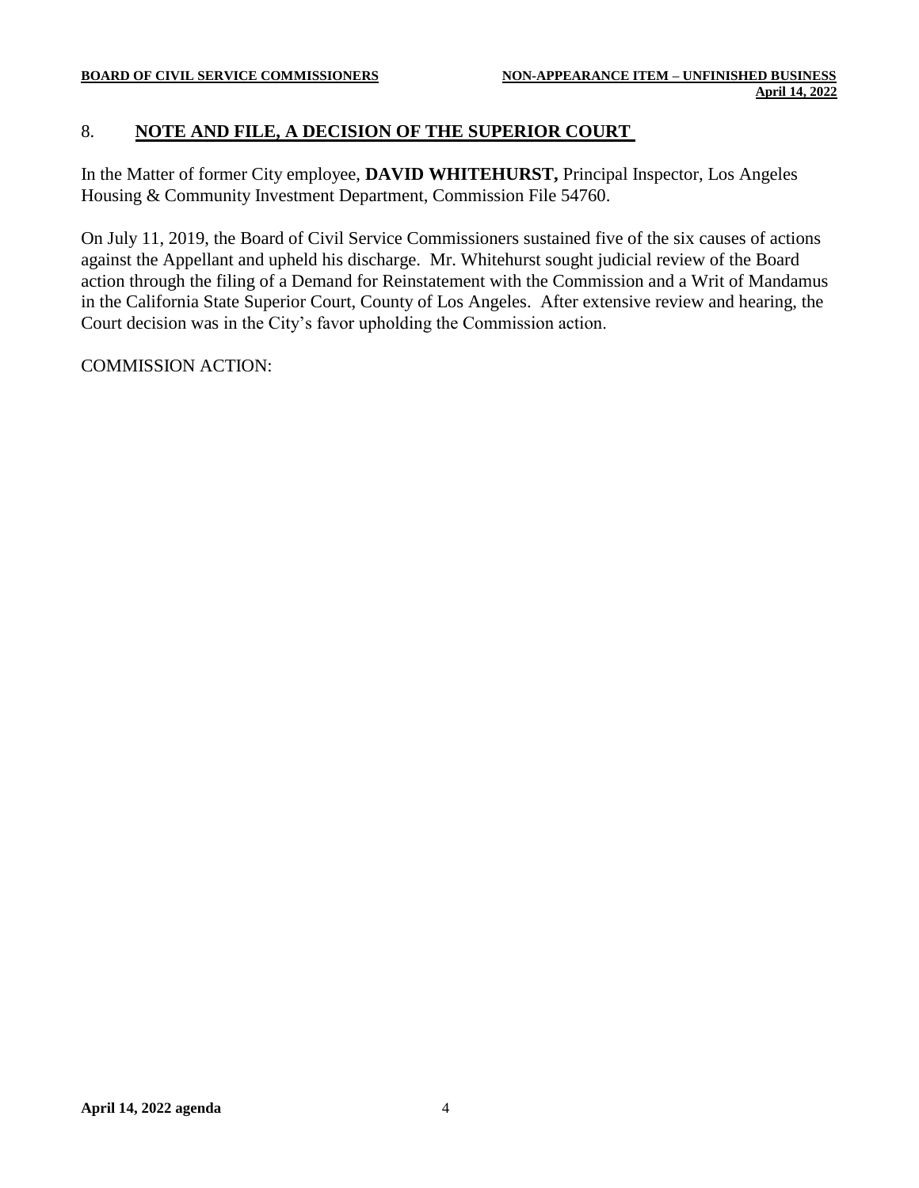## 8. **NOTE AND FILE, A DECISION OF THE SUPERIOR COURT**

In the Matter of former City employee, **DAVID WHITEHURST,** Principal Inspector, Los Angeles Housing & Community Investment Department, Commission File 54760.

On July 11, 2019, the Board of Civil Service Commissioners sustained five of the six causes of actions against the Appellant and upheld his discharge. Mr. Whitehurst sought judicial review of the Board action through the filing of a Demand for Reinstatement with the Commission and a Writ of Mandamus in the California State Superior Court, County of Los Angeles. After extensive review and hearing, the Court decision was in the City's favor upholding the Commission action.

COMMISSION ACTION: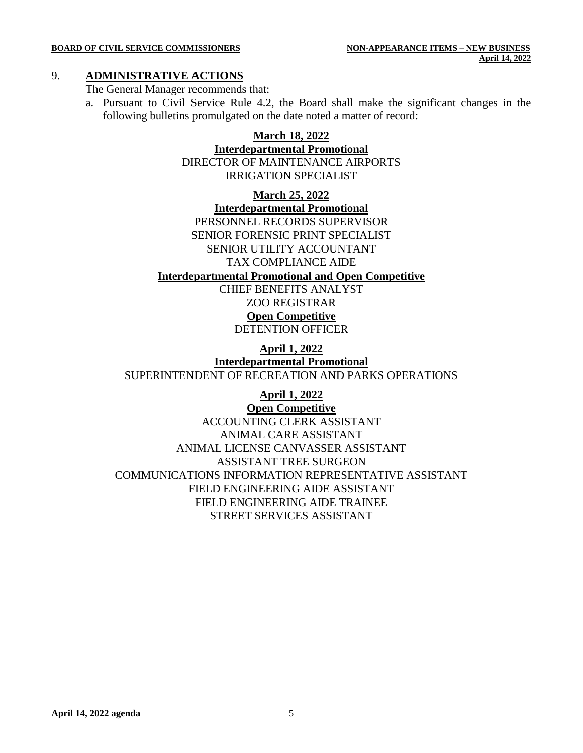## 9. ADMINISTRATIVE ACTIONS

The General Manager recommends that:

a. Pursuant to Civil Service Rule 4.2, the Board shall make the significant changes in the following bulletins promulgated on the date noted a matter of record:

**March 18, 2022**

**Interdepartmental Promotional**

DIRECTOR OF MAINTENANCE AIRPORTS
IRRIGATION SPECIALIST

**March 25, 2022**

**Interdepartmental Promotional**

PERSONNEL RECORDS SUPERVISOR
SENIOR FORENSIC PRINT SPECIALIST
SENIOR UTILITY ACCOUNTANT
TAX COMPLIANCE AIDE

**Interdepartmental Promotional and Open Competitive**

CHIEF BENEFITS ANALYST
ZOO REGISTRAR

**Open Competitive**

DETENTION OFFICER

**April 1, 2022**

**Interdepartmental Promotional**

SUPERINTENDENT OF RECREATION AND PARKS OPERATIONS

**April 1, 2022**

**Open Competitive**

ACCOUNTING CLERK ASSISTANT
ANIMAL CARE ASSISTANT
ANIMAL LICENSE CANVASSER ASSISTANT
ASSISTANT TREE SURGEON
COMMUNICATIONS INFORMATION REPRESENTATIVE ASSISTANT
FIELD ENGINEERING AIDE ASSISTANT
FIELD ENGINEERING AIDE TRAINEE
STREET SERVICES ASSISTANT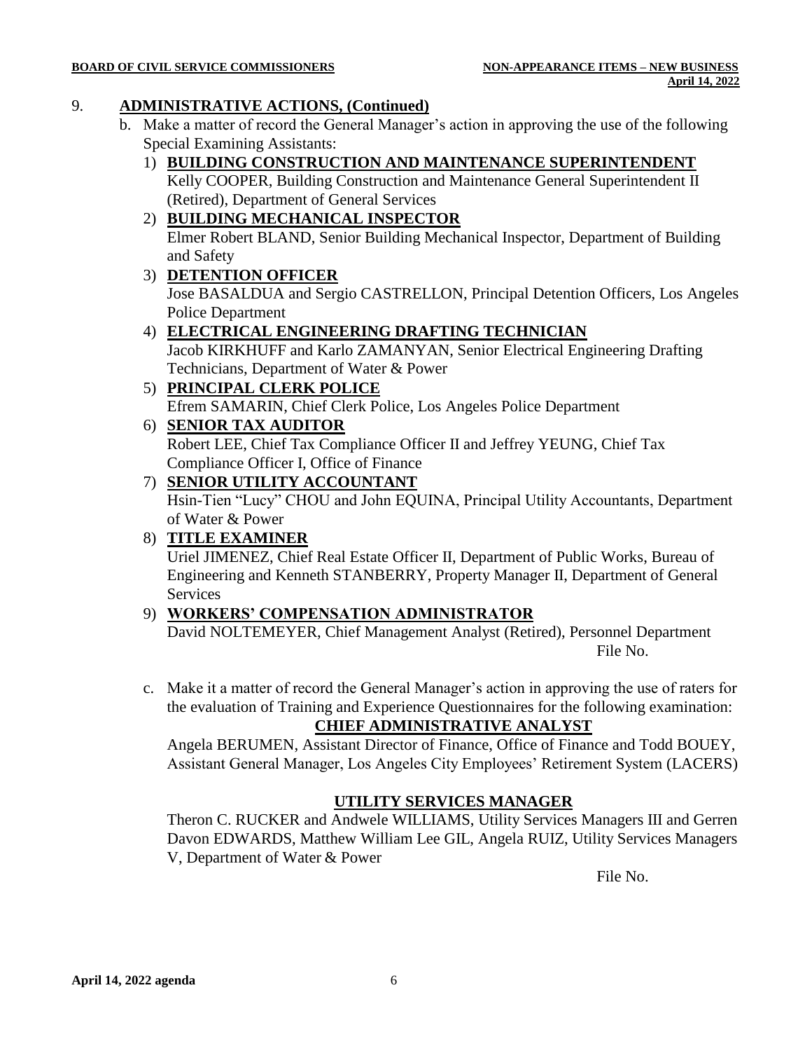## 9. **ADMINISTRATIVE ACTIONS, (Continued)**

b. Make a matter of record the General Manager's action in approving the use of the following Special Examining Assistants:

1) **BUILDING CONSTRUCTION AND MAINTENANCE SUPERINTENDENT**
Kelly COOPER, Building Construction and Maintenance General Superintendent II (Retired), Department of General Services

2) **BUILDING MECHANICAL INSPECTOR**
Elmer Robert BLAND, Senior Building Mechanical Inspector, Department of Building and Safety

3) **DETENTION OFFICER**
Jose BASALDUA and Sergio CASTRELLON, Principal Detention Officers, Los Angeles Police Department

4) **ELECTRICAL ENGINEERING DRAFTING TECHNICIAN**
Jacob KIRKHUFF and Karlo ZAMANYAN, Senior Electrical Engineering Drafting Technicians, Department of Water & Power

5) **PRINCIPAL CLERK POLICE**
Efrem SAMARIN, Chief Clerk Police, Los Angeles Police Department

6) **SENIOR TAX AUDITOR**
Robert LEE, Chief Tax Compliance Officer II and Jeffrey YEUNG, Chief Tax Compliance Officer I, Office of Finance

7) **SENIOR UTILITY ACCOUNTANT**
Hsin-Tien "Lucy" CHOU and John EQUINA, Principal Utility Accountants, Department of Water & Power

8) **TITLE EXAMINER**
Uriel JIMENEZ, Chief Real Estate Officer II, Department of Public Works, Bureau of Engineering and Kenneth STANBERRY, Property Manager II, Department of General Services

9) **WORKERS' COMPENSATION ADMINISTRATOR**
David NOLTEMEYER, Chief Management Analyst (Retired), Personnel Department

File No.

c. Make it a matter of record the General Manager's action in approving the use of raters for the evaluation of Training and Experience Questionnaires for the following examination:

**CHIEF ADMINISTRATIVE ANALYST**

Angela BERUMEN, Assistant Director of Finance, Office of Finance and Todd BOUEY, Assistant General Manager, Los Angeles City Employees' Retirement System (LACERS)

**UTILITY SERVICES MANAGER**

Theron C. RUCKER and Andwele WILLIAMS, Utility Services Managers III and Gerren Davon EDWARDS, Matthew William Lee GIL, Angela RUIZ, Utility Services Managers V, Department of Water & Power

File No.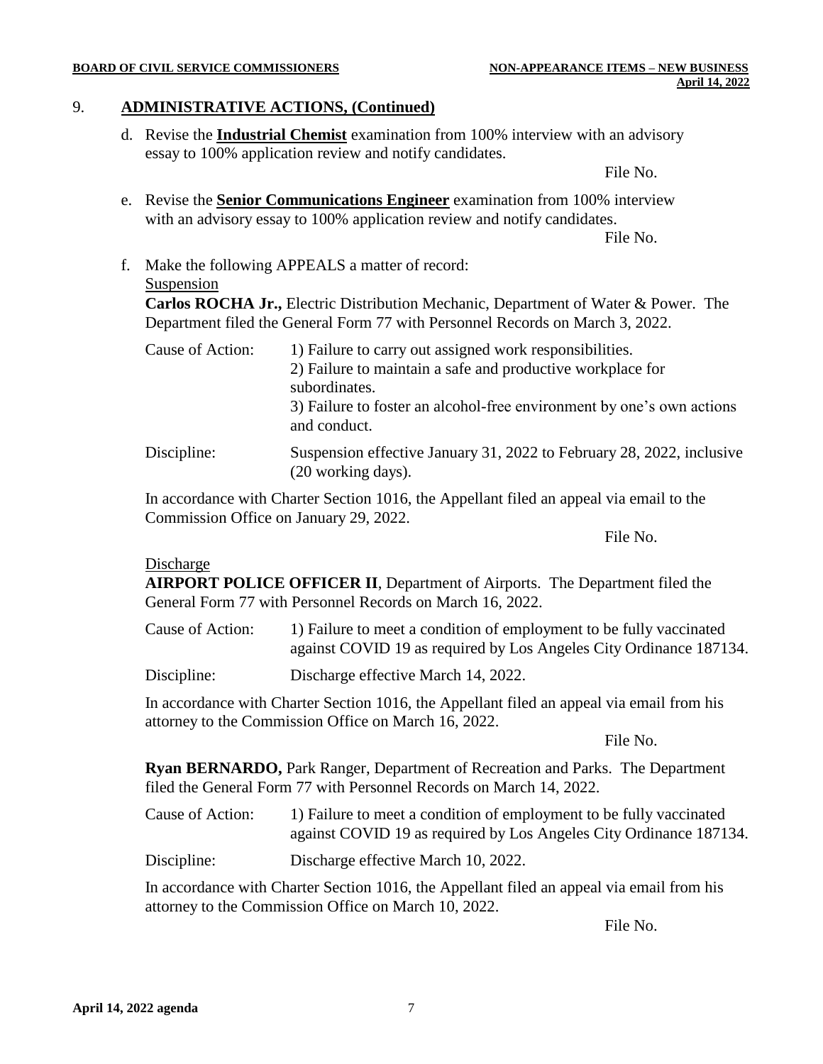## 9. ADMINISTRATIVE ACTIONS, (Continued)

d. Revise the **Industrial Chemist** examination from 100% interview with an advisory essay to 100% application review and notify candidates.

File No.

e. Revise the **Senior Communications Engineer** examination from 100% interview with an advisory essay to 100% application review and notify candidates.

File No.

f. Make the following APPEALS a matter of record:

Suspension

**Carlos ROCHA Jr.,** Electric Distribution Mechanic, Department of Water & Power. The Department filed the General Form 77 with Personnel Records on March 3, 2022.

Cause of Action: 1) Failure to carry out assigned work responsibilities.
2) Failure to maintain a safe and productive workplace for subordinates.
3) Failure to foster an alcohol-free environment by one's own actions and conduct.

Discipline: Suspension effective January 31, 2022 to February 28, 2022, inclusive (20 working days).

In accordance with Charter Section 1016, the Appellant filed an appeal via email to the Commission Office on January 29, 2022.

File No.

Discharge

**AIRPORT POLICE OFFICER II**, Department of Airports. The Department filed the General Form 77 with Personnel Records on March 16, 2022.

Cause of Action: 1) Failure to meet a condition of employment to be fully vaccinated against COVID 19 as required by Los Angeles City Ordinance 187134.

Discipline: Discharge effective March 14, 2022.

In accordance with Charter Section 1016, the Appellant filed an appeal via email from his attorney to the Commission Office on March 16, 2022.

File No.

**Ryan BERNARDO,** Park Ranger, Department of Recreation and Parks. The Department filed the General Form 77 with Personnel Records on March 14, 2022.

Cause of Action: 1) Failure to meet a condition of employment to be fully vaccinated against COVID 19 as required by Los Angeles City Ordinance 187134.

Discipline: Discharge effective March 10, 2022.

In accordance with Charter Section 1016, the Appellant filed an appeal via email from his attorney to the Commission Office on March 10, 2022.

File No.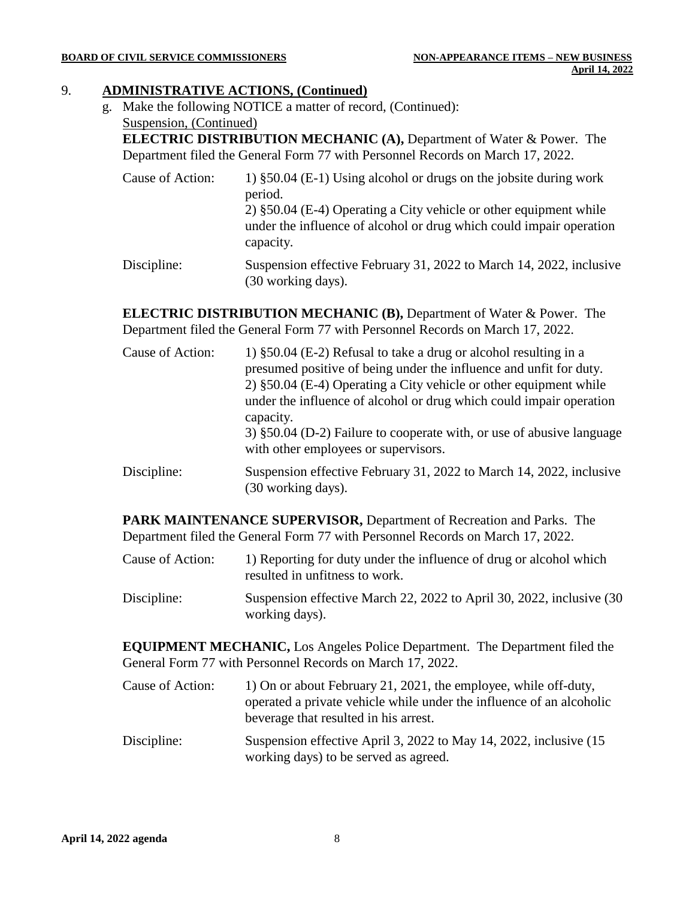9. **ADMINISTRATIVE ACTIONS, (Continued)**

g. Make the following NOTICE a matter of record, (Continued):

Suspension, (Continued)

**ELECTRIC DISTRIBUTION MECHANIC (A),** Department of Water & Power. The Department filed the General Form 77 with Personnel Records on March 17, 2022.

| | |
|---|---|
| Cause of Action: | 1) §50.04 (E-1) Using alcohol or drugs on the jobsite during work period.<br>2) §50.04 (E-4) Operating a City vehicle or other equipment while under the influence of alcohol or drug which could impair operation capacity. |
| Discipline: | Suspension effective February 31, 2022 to March 14, 2022, inclusive (30 working days). |

**ELECTRIC DISTRIBUTION MECHANIC (B),** Department of Water & Power. The Department filed the General Form 77 with Personnel Records on March 17, 2022.

| | |
|---|---|
| Cause of Action: | 1) §50.04 (E-2) Refusal to take a drug or alcohol resulting in a presumed positive of being under the influence and unfit for duty.<br>2) §50.04 (E-4) Operating a City vehicle or other equipment while under the influence of alcohol or drug which could impair operation capacity.<br>3) §50.04 (D-2) Failure to cooperate with, or use of abusive language with other employees or supervisors. |
| Discipline: | Suspension effective February 31, 2022 to March 14, 2022, inclusive (30 working days). |

**PARK MAINTENANCE SUPERVISOR,** Department of Recreation and Parks. The Department filed the General Form 77 with Personnel Records on March 17, 2022.

| | |
|---|---|
| Cause of Action: | 1) Reporting for duty under the influence of drug or alcohol which resulted in unfitness to work. |
| Discipline: | Suspension effective March 22, 2022 to April 30, 2022, inclusive (30 working days). |

**EQUIPMENT MECHANIC,** Los Angeles Police Department. The Department filed the General Form 77 with Personnel Records on March 17, 2022.

| | |
|---|---|
| Cause of Action: | 1) On or about February 21, 2021, the employee, while off-duty, operated a private vehicle while under the influence of an alcoholic beverage that resulted in his arrest. |
| Discipline: | Suspension effective April 3, 2022 to May 14, 2022, inclusive (15 working days) to be served as agreed. |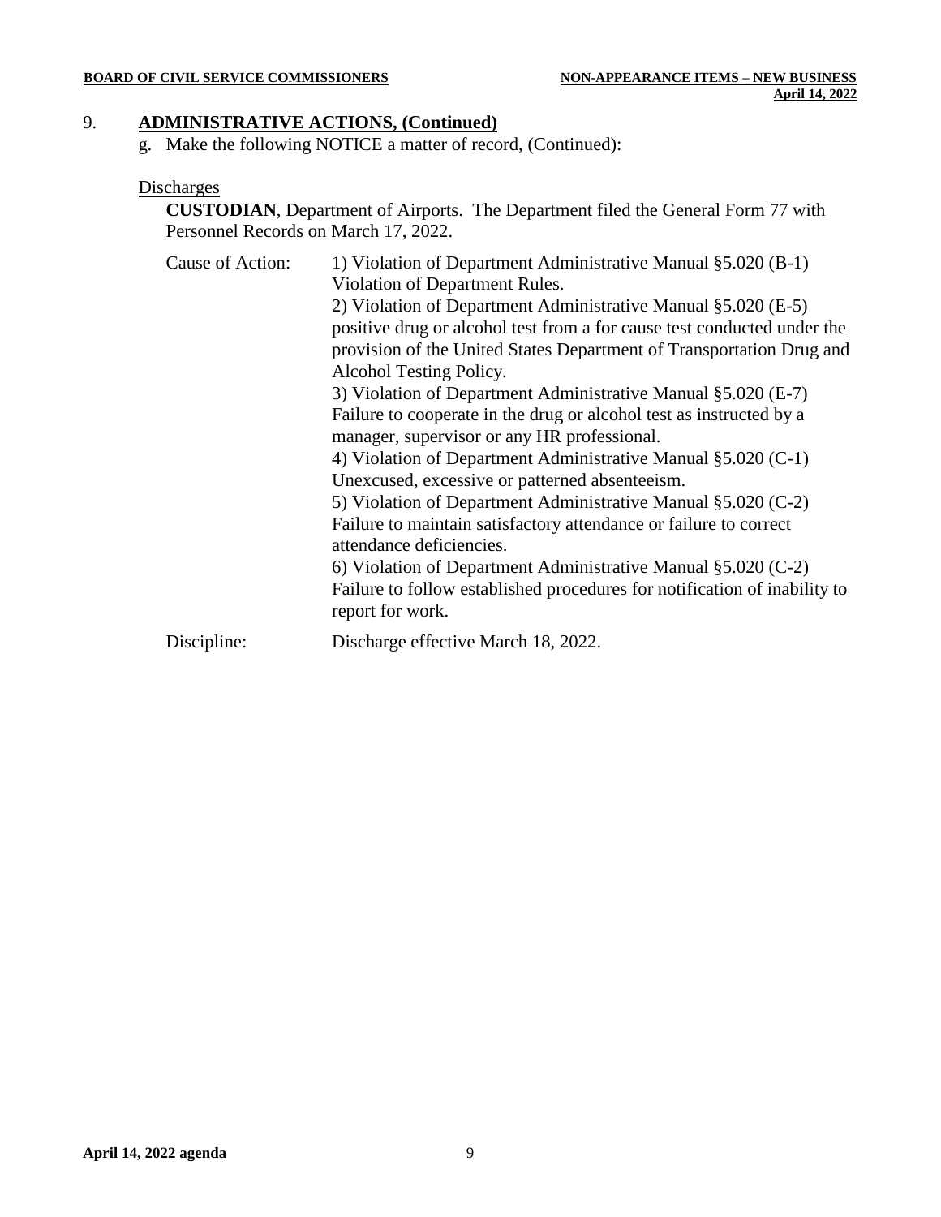## 9. ADMINISTRATIVE ACTIONS, (Continued)

g. Make the following NOTICE a matter of record, (Continued):

Discharges

**CUSTODIAN**, Department of Airports. The Department filed the General Form 77 with Personnel Records on March 17, 2022.

Cause of Action:

1) Violation of Department Administrative Manual §5.020 (B-1) Violation of Department Rules.
2) Violation of Department Administrative Manual §5.020 (E-5) positive drug or alcohol test from a for cause test conducted under the provision of the United States Department of Transportation Drug and Alcohol Testing Policy.
3) Violation of Department Administrative Manual §5.020 (E-7) Failure to cooperate in the drug or alcohol test as instructed by a manager, supervisor or any HR professional.
4) Violation of Department Administrative Manual §5.020 (C-1) Unexcused, excessive or patterned absenteeism.
5) Violation of Department Administrative Manual §5.020 (C-2) Failure to maintain satisfactory attendance or failure to correct attendance deficiencies.
6) Violation of Department Administrative Manual §5.020 (C-2) Failure to follow established procedures for notification of inability to report for work.

Discipline: Discharge effective March 18, 2022.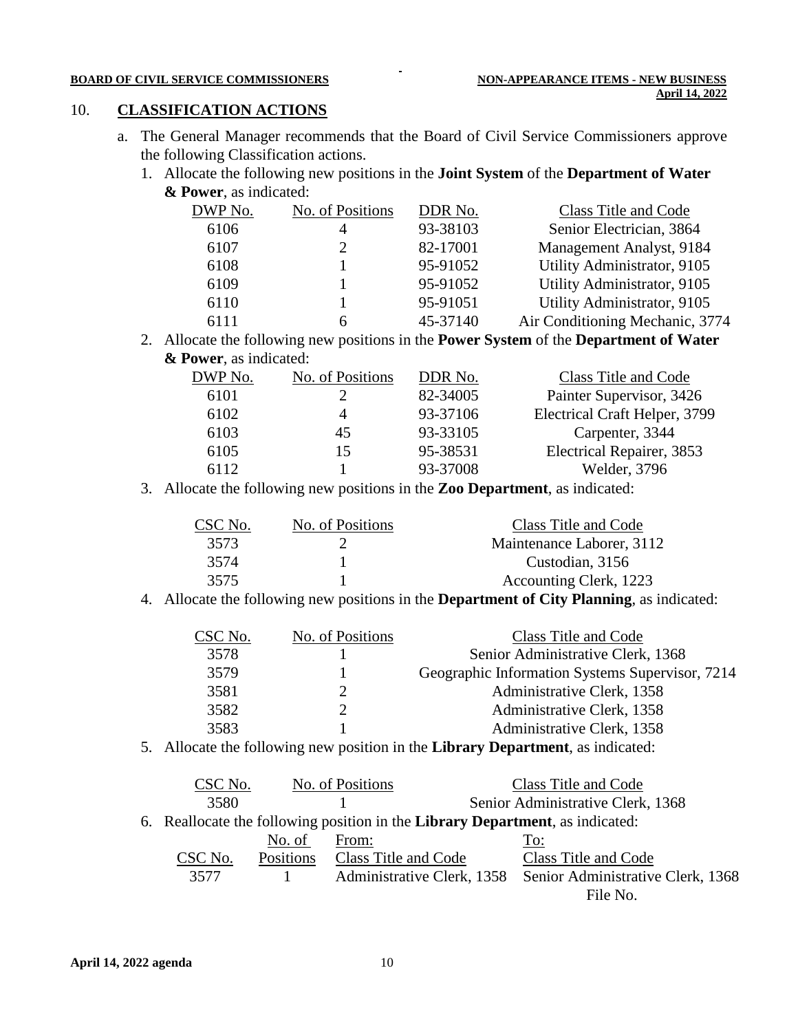## 10. **CLASSIFICATION ACTIONS**

a. The General Manager recommends that the Board of Civil Service Commissioners approve the following Classification actions.

1. Allocate the following new positions in the **Joint System** of the **Department of Water & Power**, as indicated:

| DWP No. | No. of Positions | DDR No. | Class Title and Code |
|---|---|---|---|
| 6106 | 4 | 93-38103 | Senior Electrician, 3864 |
| 6107 | 2 | 82-17001 | Management Analyst, 9184 |
| 6108 | 1 | 95-91052 | Utility Administrator, 9105 |
| 6109 | 1 | 95-91052 | Utility Administrator, 9105 |
| 6110 | 1 | 95-91051 | Utility Administrator, 9105 |
| 6111 | 6 | 45-37140 | Air Conditioning Mechanic, 3774 |

2. Allocate the following new positions in the **Power System** of the **Department of Water & Power**, as indicated:

| DWP No. | No. of Positions | DDR No. | Class Title and Code |
|---|---|---|---|
| 6101 | 2 | 82-34005 | Painter Supervisor, 3426 |
| 6102 | 4 | 93-37106 | Electrical Craft Helper, 3799 |
| 6103 | 45 | 93-33105 | Carpenter, 3344 |
| 6105 | 15 | 95-38531 | Electrical Repairer, 3853 |
| 6112 | 1 | 93-37008 | Welder, 3796 |

3. Allocate the following new positions in the **Zoo Department**, as indicated:

| CSC No. | No. of Positions | Class Title and Code |
|---|---|---|
| 3573 | 2 | Maintenance Laborer, 3112 |
| 3574 | 1 | Custodian, 3156 |
| 3575 | 1 | Accounting Clerk, 1223 |

4. Allocate the following new positions in the **Department of City Planning**, as indicated:

| CSC No. | No. of Positions | Class Title and Code |
|---|---|---|
| 3578 | 1 | Senior Administrative Clerk, 1368 |
| 3579 | 1 | Geographic Information Systems Supervisor, 7214 |
| 3581 | 2 | Administrative Clerk, 1358 |
| 3582 | 2 | Administrative Clerk, 1358 |
| 3583 | 1 | Administrative Clerk, 1358 |

5. Allocate the following new position in the **Library Department**, as indicated:

| CSC No. | No. of Positions | Class Title and Code |
|---|---|---|
| 3580 | 1 | Senior Administrative Clerk, 1368 |

6. Reallocate the following position in the **Library Department**, as indicated:

| CSC No. | No. of Positions | From: Class Title and Code | To: Class Title and Code |
|---|---|---|---|
| 3577 | 1 | Administrative Clerk, 1358 | Senior Administrative Clerk, 1368 |

File No.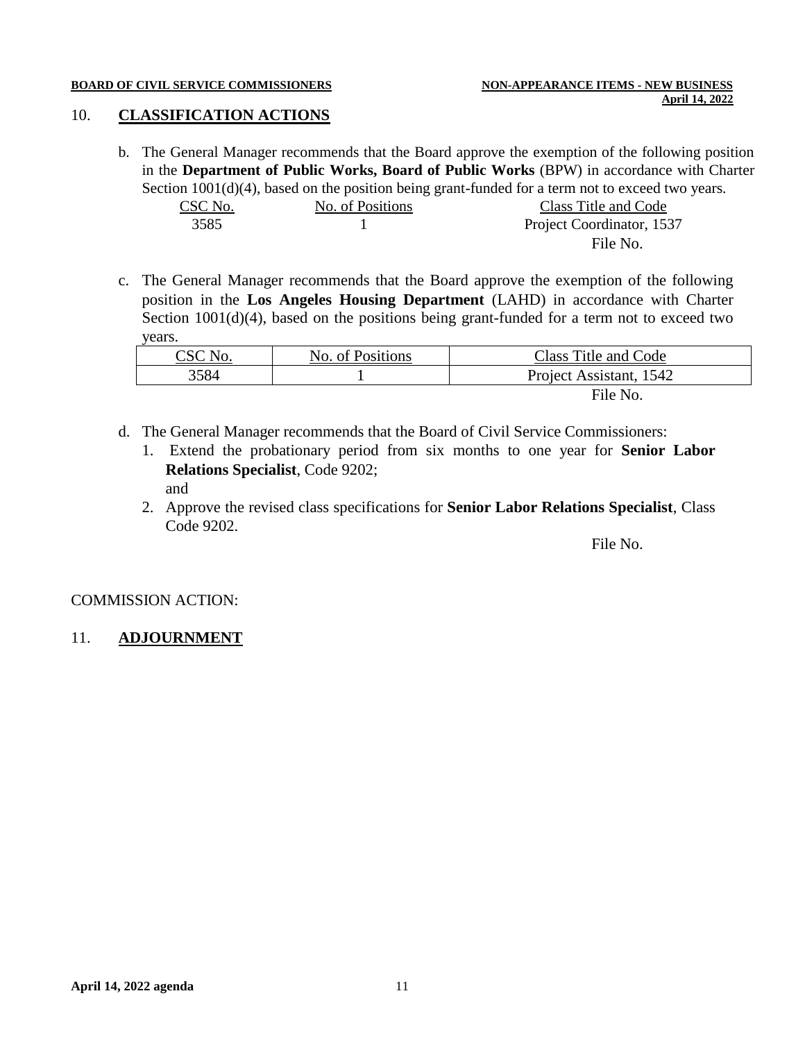## 10. CLASSIFICATION ACTIONS

b. The General Manager recommends that the Board approve the exemption of the following position in the **Department of Public Works, Board of Public Works** (BPW) in accordance with Charter Section 1001(d)(4), based on the position being grant-funded for a term not to exceed two years.

| CSC No. | No. of Positions | Class Title and Code |
|---|---|---|
| 3585 | 1 | Project Coordinator, 1537 |

File No.

c. The General Manager recommends that the Board approve the exemption of the following position in the **Los Angeles Housing Department** (LAHD) in accordance with Charter Section 1001(d)(4), based on the positions being grant-funded for a term not to exceed two years.

| CSC No. | No. of Positions | Class Title and Code |
|---|---|---|
| 3584 | 1 | Project Assistant, 1542 |

File No.

d. The General Manager recommends that the Board of Civil Service Commissioners:
   1. Extend the probationary period from six months to one year for **Senior Labor Relations Specialist**, Code 9202;
      and
   2. Approve the revised class specifications for **Senior Labor Relations Specialist**, Class Code 9202.

File No.

COMMISSION ACTION:

## 11. ADJOURNMENT